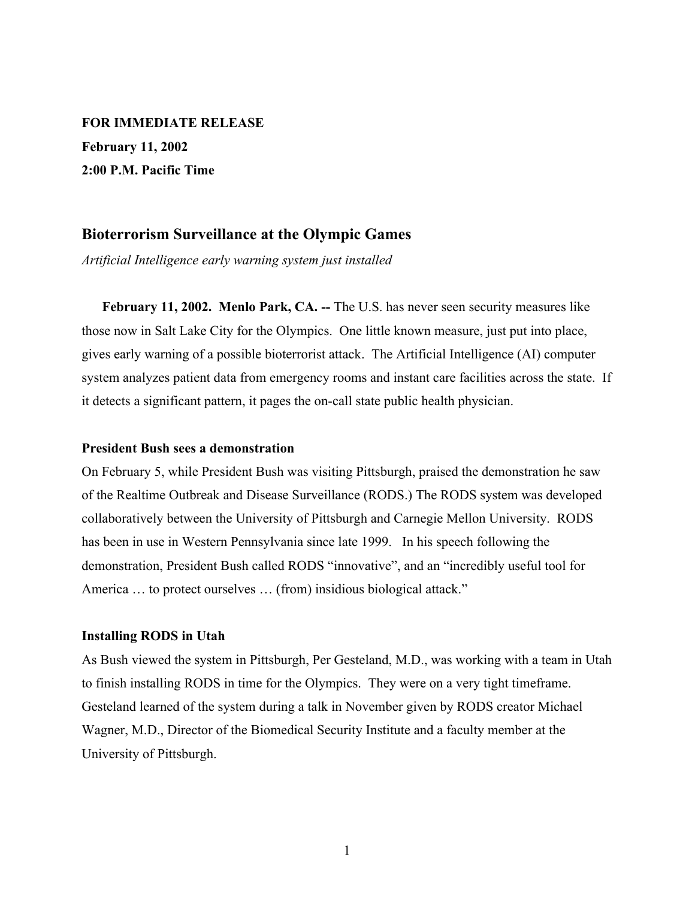**FOR IMMEDIATE RELEASE**

**February 11, 2002**

**2:00 P.M. Pacific Time**

## Bioterrorism Surveillance at the Olympic Games

*Artificial Intelligence early warning system just installed*

**February 11, 2002. Menlo Park, CA. --** The U.S. has never seen security measures like those now in Salt Lake City for the Olympics. One little known measure, just put into place, gives early warning of a possible bioterrorist attack. The Artificial Intelligence (AI) computer system analyzes patient data from emergency rooms and instant care facilities across the state. If it detects a significant pattern, it pages the on-call state public health physician.

### President Bush sees a demonstration

On February 5, while President Bush was visiting Pittsburgh, praised the demonstration he saw of the Realtime Outbreak and Disease Surveillance (RODS.) The RODS system was developed collaboratively between the University of Pittsburgh and Carnegie Mellon University. RODS has been in use in Western Pennsylvania since late 1999. In his speech following the demonstration, President Bush called RODS "innovative", and an "incredibly useful tool for America … to protect ourselves … (from) insidious biological attack."

### Installing RODS in Utah

As Bush viewed the system in Pittsburgh, Per Gesteland, M.D., was working with a team in Utah to finish installing RODS in time for the Olympics. They were on a very tight timeframe. Gesteland learned of the system during a talk in November given by RODS creator Michael Wagner, M.D., Director of the Biomedical Security Institute and a faculty member at the University of Pittsburgh.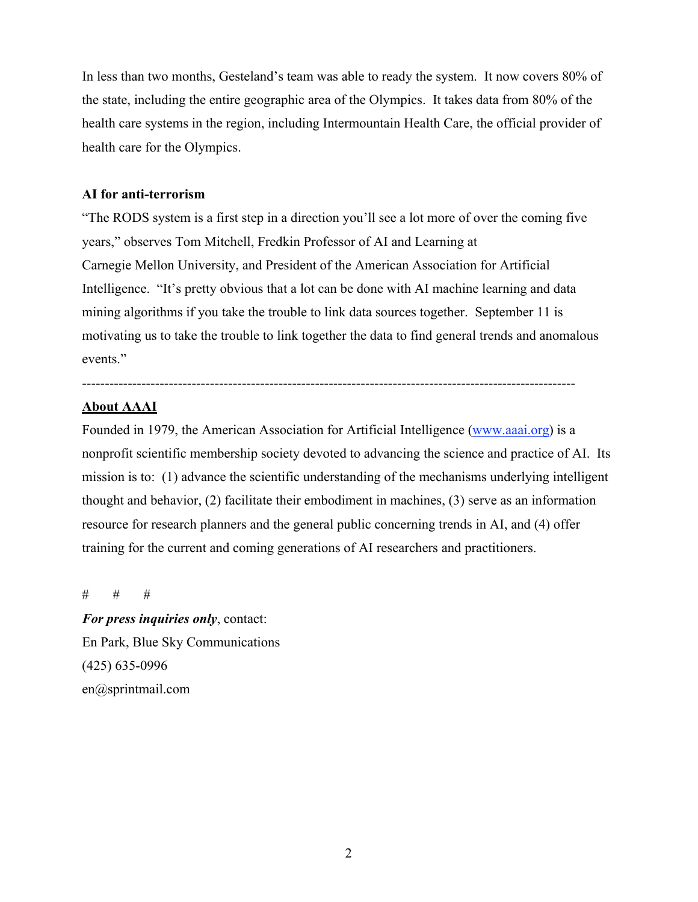In less than two months, Gesteland's team was able to ready the system. It now covers 80% of the state, including the entire geographic area of the Olympics. It takes data from 80% of the health care systems in the region, including Intermountain Health Care, the official provider of health care for the Olympics.

**AI for anti-terrorism**

"The RODS system is a first step in a direction you'll see a lot more of over the coming five years," observes Tom Mitchell, Fredkin Professor of AI and Learning at Carnegie Mellon University, and President of the American Association for Artificial Intelligence. "It's pretty obvious that a lot can be done with AI machine learning and data mining algorithms if you take the trouble to link data sources together. September 11 is motivating us to take the trouble to link together the data to find general trends and anomalous events."

---

**About AAAI**

Founded in 1979, the American Association for Artificial Intelligence (www.aaai.org) is a nonprofit scientific membership society devoted to advancing the science and practice of AI. Its mission is to: (1) advance the scientific understanding of the mechanisms underlying intelligent thought and behavior, (2) facilitate their embodiment in machines, (3) serve as an information resource for research planners and the general public concerning trends in AI, and (4) offer training for the current and coming generations of AI researchers and practitioners.

#     #     #

***For press inquiries only***, contact:  
En Park, Blue Sky Communications  
(425) 635-0996  
en@sprintmail.com